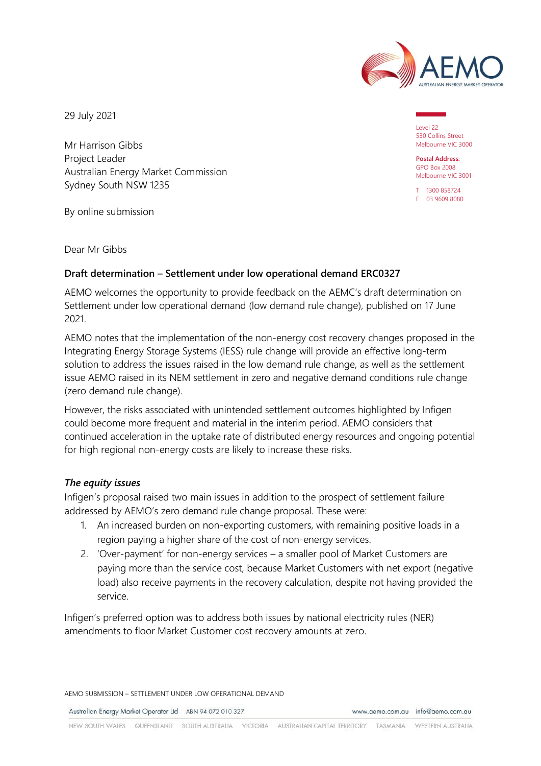29 July 2021

Level 22
530 Collins Street
Melbourne VIC 3000

**Postal Address:**
GPO Box 2008
Melbourne VIC 3001

T 1300 858724
F 03 9609 8080

Mr Harrison Gibbs
Project Leader
Australian Energy Market Commission
Sydney South NSW 1235

By online submission

Dear Mr Gibbs

**Draft determination – Settlement under low operational demand ERC0327**

AEMO welcomes the opportunity to provide feedback on the AEMC's draft determination on Settlement under low operational demand (low demand rule change), published on 17 June 2021.

AEMO notes that the implementation of the non-energy cost recovery changes proposed in the Integrating Energy Storage Systems (IESS) rule change will provide an effective long-term solution to address the issues raised in the low demand rule change, as well as the settlement issue AEMO raised in its NEM settlement in zero and negative demand conditions rule change (zero demand rule change).

However, the risks associated with unintended settlement outcomes highlighted by Infigen could become more frequent and material in the interim period. AEMO considers that continued acceleration in the uptake rate of distributed energy resources and ongoing potential for high regional non-energy costs are likely to increase these risks.

***The equity issues***

Infigen's proposal raised two main issues in addition to the prospect of settlement failure addressed by AEMO's zero demand rule change proposal. These were:

1. An increased burden on non-exporting customers, with remaining positive loads in a region paying a higher share of the cost of non-energy services.
2. 'Over-payment' for non-energy services – a smaller pool of Market Customers are paying more than the service cost, because Market Customers with net export (negative load) also receive payments in the recovery calculation, despite not having provided the service.

Infigen's preferred option was to address both issues by national electricity rules (NER) amendments to floor Market Customer cost recovery amounts at zero.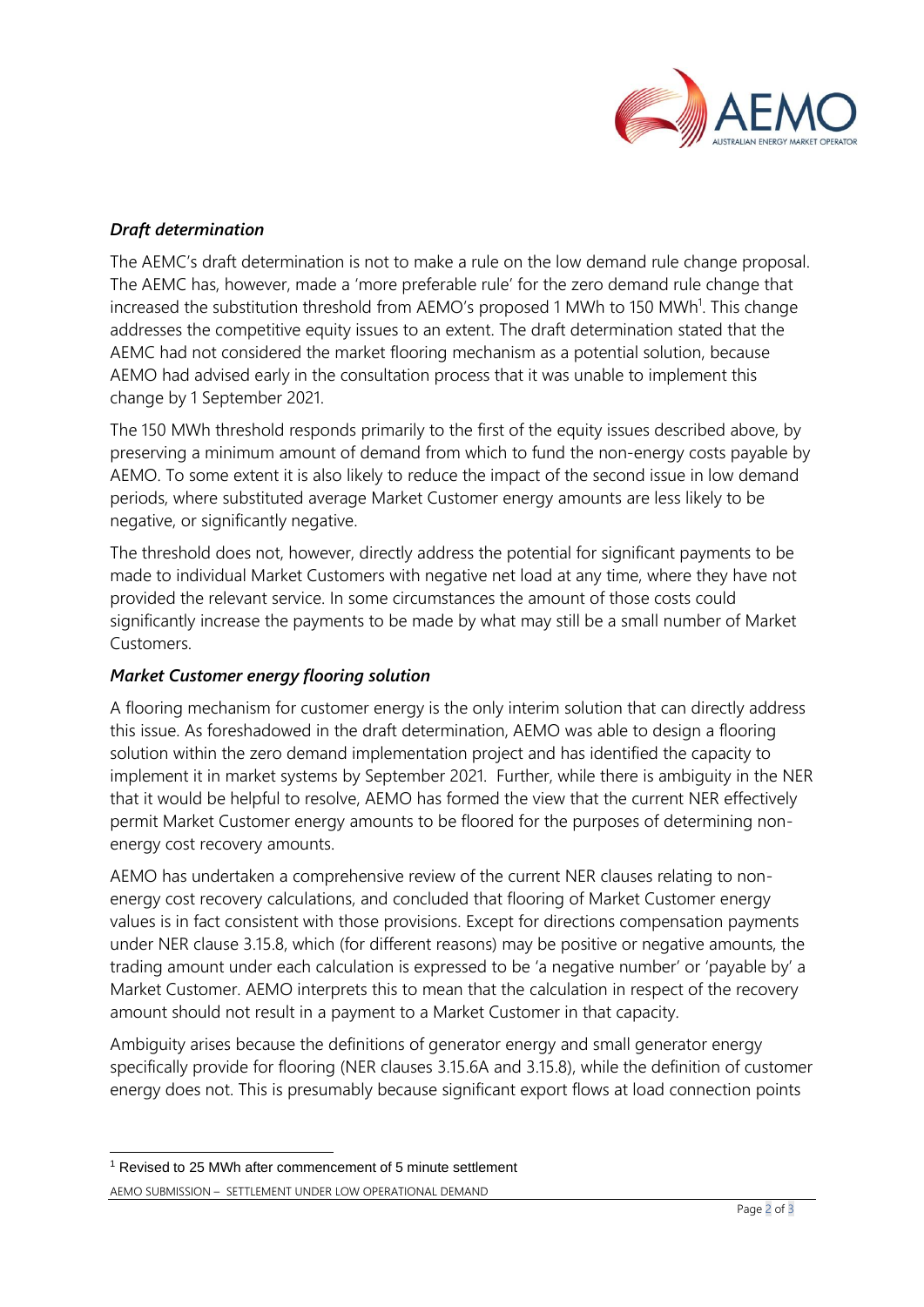***Draft determination***

The AEMC's draft determination is not to make a rule on the low demand rule change proposal. The AEMC has, however, made a 'more preferable rule' for the zero demand rule change that increased the substitution threshold from AEMO's proposed 1 MWh to 150 MWh[1]. This change addresses the competitive equity issues to an extent. The draft determination stated that the AEMC had not considered the market flooring mechanism as a potential solution, because AEMO had advised early in the consultation process that it was unable to implement this change by 1 September 2021.

The 150 MWh threshold responds primarily to the first of the equity issues described above, by preserving a minimum amount of demand from which to fund the non-energy costs payable by AEMO. To some extent it is also likely to reduce the impact of the second issue in low demand periods, where substituted average Market Customer energy amounts are less likely to be negative, or significantly negative.

The threshold does not, however, directly address the potential for significant payments to be made to individual Market Customers with negative net load at any time, where they have not provided the relevant service. In some circumstances the amount of those costs could significantly increase the payments to be made by what may still be a small number of Market Customers.

***Market Customer energy flooring solution***

A flooring mechanism for customer energy is the only interim solution that can directly address this issue. As foreshadowed in the draft determination, AEMO was able to design a flooring solution within the zero demand implementation project and has identified the capacity to implement it in market systems by September 2021. Further, while there is ambiguity in the NER that it would be helpful to resolve, AEMO has formed the view that the current NER effectively permit Market Customer energy amounts to be floored for the purposes of determining non-energy cost recovery amounts.

AEMO has undertaken a comprehensive review of the current NER clauses relating to non-energy cost recovery calculations, and concluded that flooring of Market Customer energy values is in fact consistent with those provisions. Except for directions compensation payments under NER clause 3.15.8, which (for different reasons) may be positive or negative amounts, the trading amount under each calculation is expressed to be 'a negative number' or 'payable by' a Market Customer. AEMO interprets this to mean that the calculation in respect of the recovery amount should not result in a payment to a Market Customer in that capacity.

Ambiguity arises because the definitions of generator energy and small generator energy specifically provide for flooring (NER clauses 3.15.6A and 3.15.8), while the definition of customer energy does not. This is presumably because significant export flows at load connection points

[1] Revised to 25 MWh after commencement of 5 minute settlement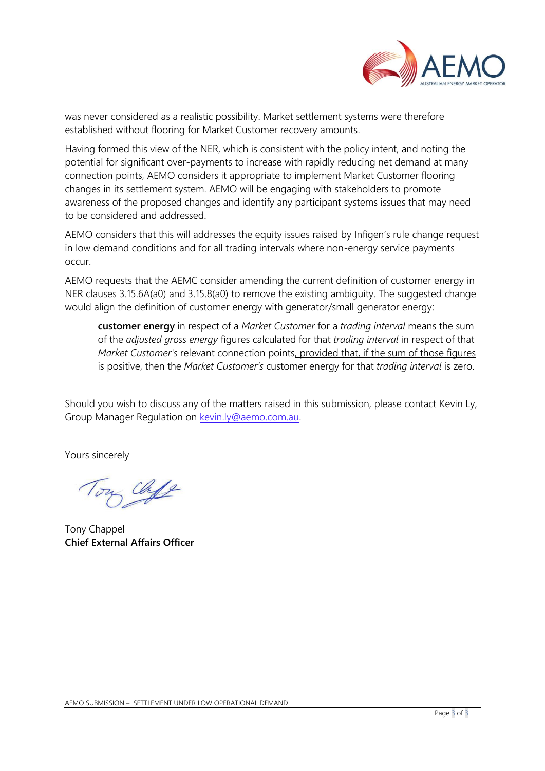was never considered as a realistic possibility. Market settlement systems were therefore established without flooring for Market Customer recovery amounts.

Having formed this view of the NER, which is consistent with the policy intent, and noting the potential for significant over-payments to increase with rapidly reducing net demand at many connection points, AEMO considers it appropriate to implement Market Customer flooring changes in its settlement system. AEMO will be engaging with stakeholders to promote awareness of the proposed changes and identify any participant systems issues that may need to be considered and addressed.

AEMO considers that this will addresses the equity issues raised by Infigen's rule change request in low demand conditions and for all trading intervals where non-energy service payments occur.

AEMO requests that the AEMC consider amending the current definition of customer energy in NER clauses 3.15.6A(a0) and 3.15.8(a0) to remove the existing ambiguity. The suggested change would align the definition of customer energy with generator/small generator energy:

> **customer energy** in respect of a *Market Customer* for a *trading interval* means the sum of the *adjusted gross energy* figures calculated for that *trading interval* in respect of that *Market Customer's* relevant connection points<u>, provided that, if the sum of those figures is positive, then the *Market Customer's* customer energy for that *trading interval* is zero</u>.

Should you wish to discuss any of the matters raised in this submission, please contact Kevin Ly, Group Manager Regulation on kevin.ly@aemo.com.au.

Yours sincerely

Tony Chappel
**Chief External Affairs Officer**